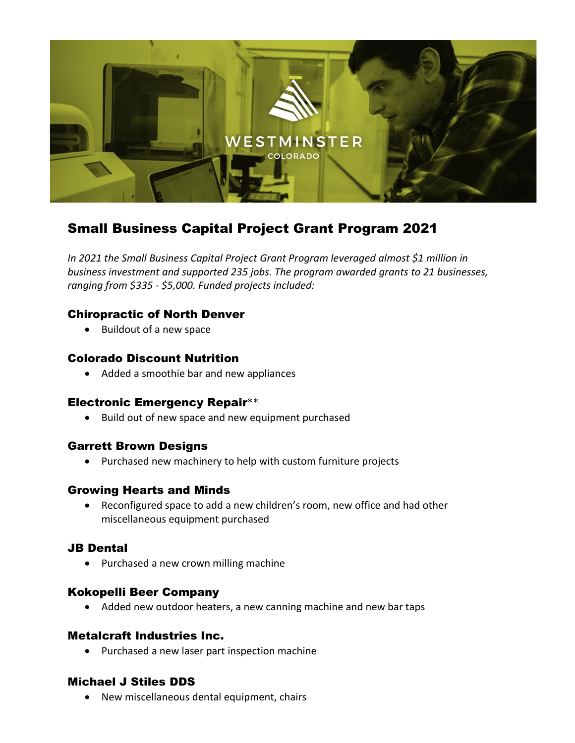WESTMINSTER
COLORADO

# Small Business Capital Project Grant Program 2021

*In 2021 the Small Business Capital Project Grant Program leveraged almost $1 million in business investment and supported 235 jobs. The program awarded grants to 21 businesses, ranging from $335 - $5,000. Funded projects included:*

### Chiropractic of North Denver

- Buildout of a new space

### Colorado Discount Nutrition

- Added a smoothie bar and new appliances

### Electronic Emergency Repair**

- Build out of new space and new equipment purchased

### Garrett Brown Designs

- Purchased new machinery to help with custom furniture projects

### Growing Hearts and Minds

- Reconfigured space to add a new children's room, new office and had other miscellaneous equipment purchased

### JB Dental

- Purchased a new crown milling machine

### Kokopelli Beer Company

- Added new outdoor heaters, a new canning machine and new bar taps

### Metalcraft Industries Inc.

- Purchased a new laser part inspection machine

### Michael J Stiles DDS

- New miscellaneous dental equipment, chairs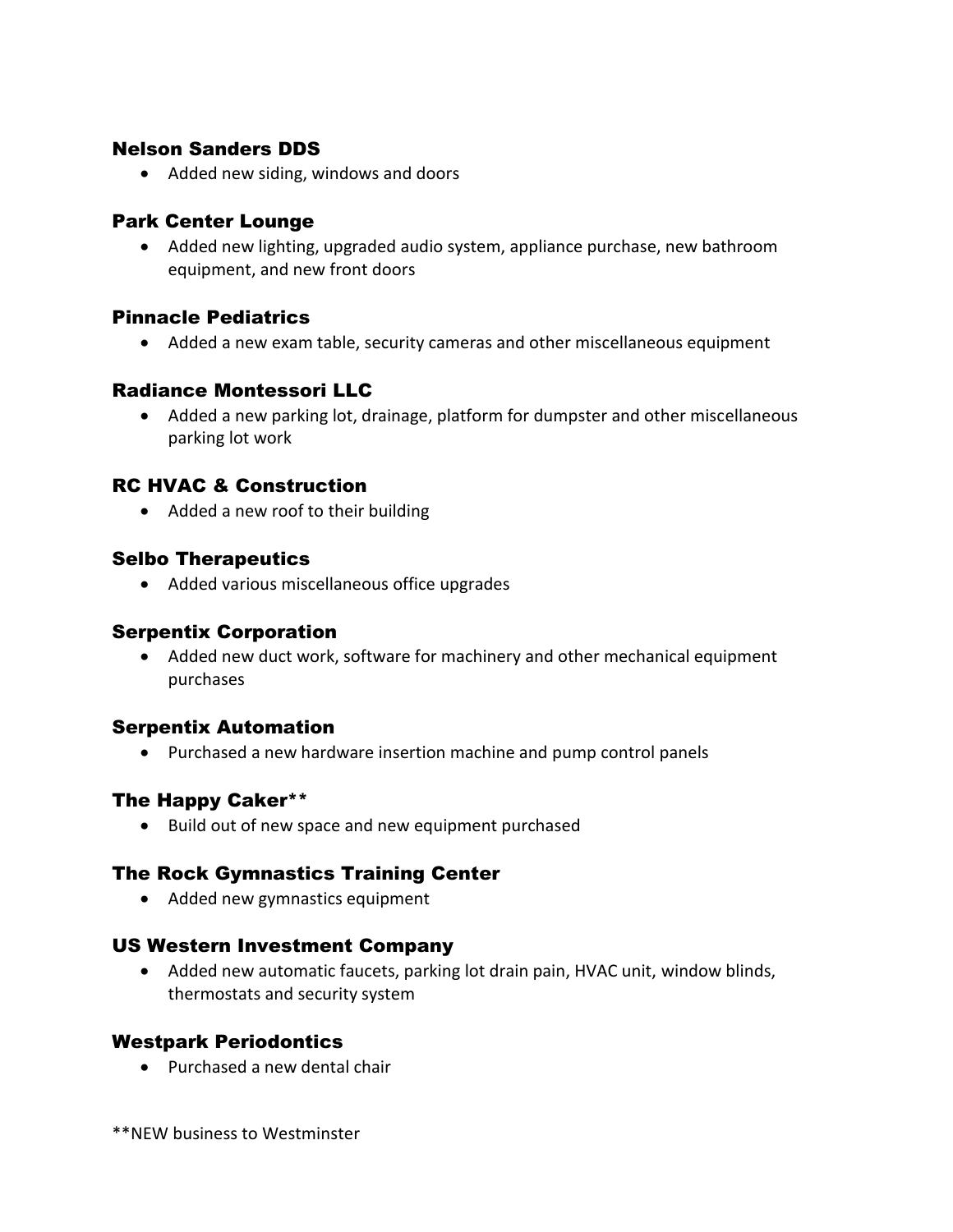### Nelson Sanders DDS

- Added new siding, windows and doors

### Park Center Lounge

- Added new lighting, upgraded audio system, appliance purchase, new bathroom equipment, and new front doors

### Pinnacle Pediatrics

- Added a new exam table, security cameras and other miscellaneous equipment

### Radiance Montessori LLC

- Added a new parking lot, drainage, platform for dumpster and other miscellaneous parking lot work

### RC HVAC & Construction

- Added a new roof to their building

### Selbo Therapeutics

- Added various miscellaneous office upgrades

### Serpentix Corporation

- Added new duct work, software for machinery and other mechanical equipment purchases

### Serpentix Automation

- Purchased a new hardware insertion machine and pump control panels

### The Happy Caker**

- Build out of new space and new equipment purchased

### The Rock Gymnastics Training Center

- Added new gymnastics equipment

### US Western Investment Company

- Added new automatic faucets, parking lot drain pain, HVAC unit, window blinds, thermostats and security system

### Westpark Periodontics

- Purchased a new dental chair

**NEW business to Westminster